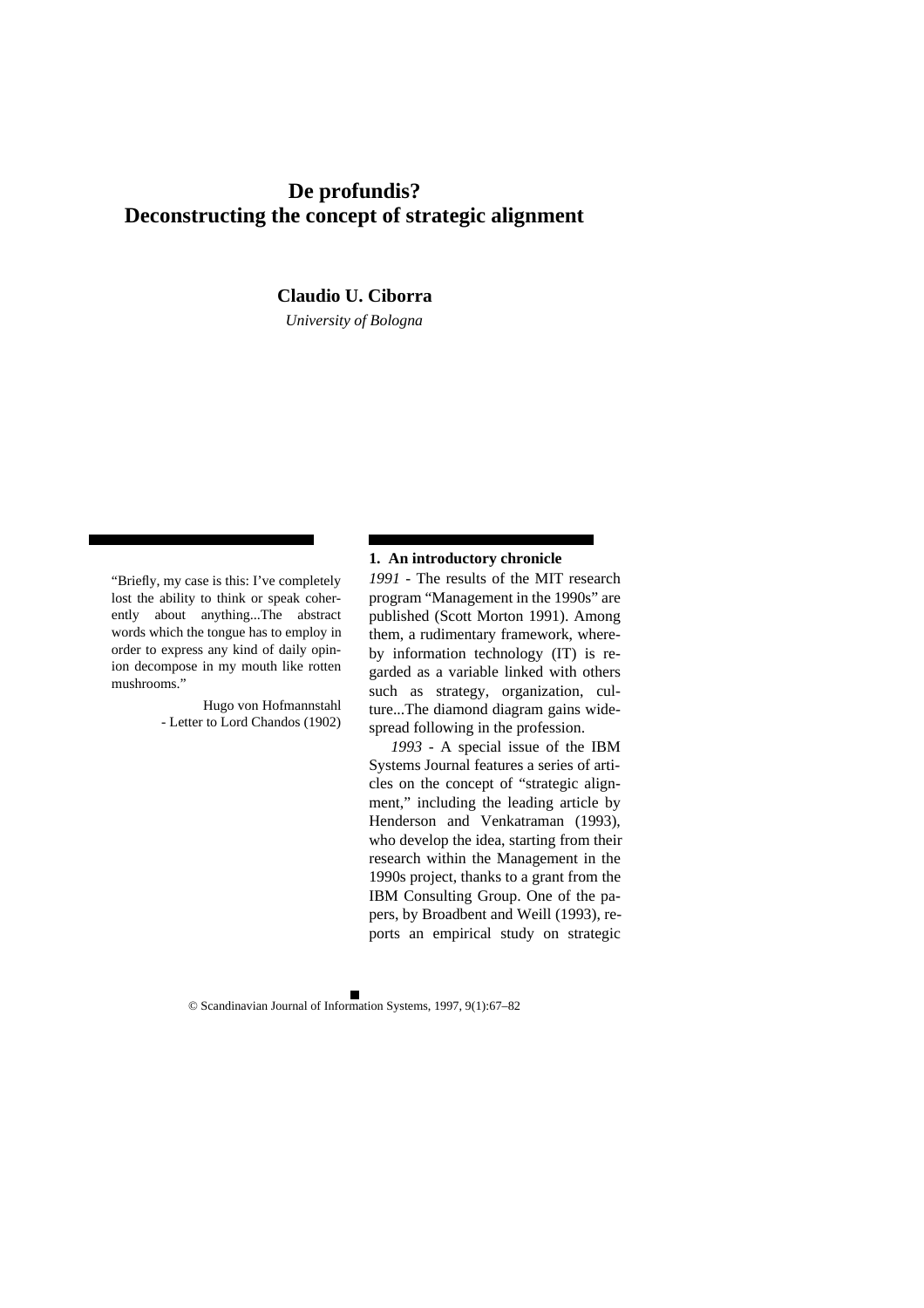# De profundis?
# Deconstructing the concept of strategic alignment

**Claudio U. Ciborra**

*University of Bologna*

"Briefly, my case is this: I've completely lost the ability to think or speak coherently about anything...The abstract words which the tongue has to employ in order to express any kind of daily opinion decompose in my mouth like rotten mushrooms."

Hugo von Hofmannstahl
- Letter to Lord Chandos (1902)

## 1. An introductory chronicle

*1991* - The results of the MIT research program "Management in the 1990s" are published (Scott Morton 1991). Among them, a rudimentary framework, whereby information technology (IT) is regarded as a variable linked with others such as strategy, organization, culture...The diamond diagram gains widespread following in the profession.

*1993* - A special issue of the IBM Systems Journal features a series of articles on the concept of "strategic alignment," including the leading article by Henderson and Venkatraman (1993), who develop the idea, starting from their research within the Management in the 1990s project, thanks to a grant from the IBM Consulting Group. One of the papers, by Broadbent and Weill (1993), reports an empirical study on strategic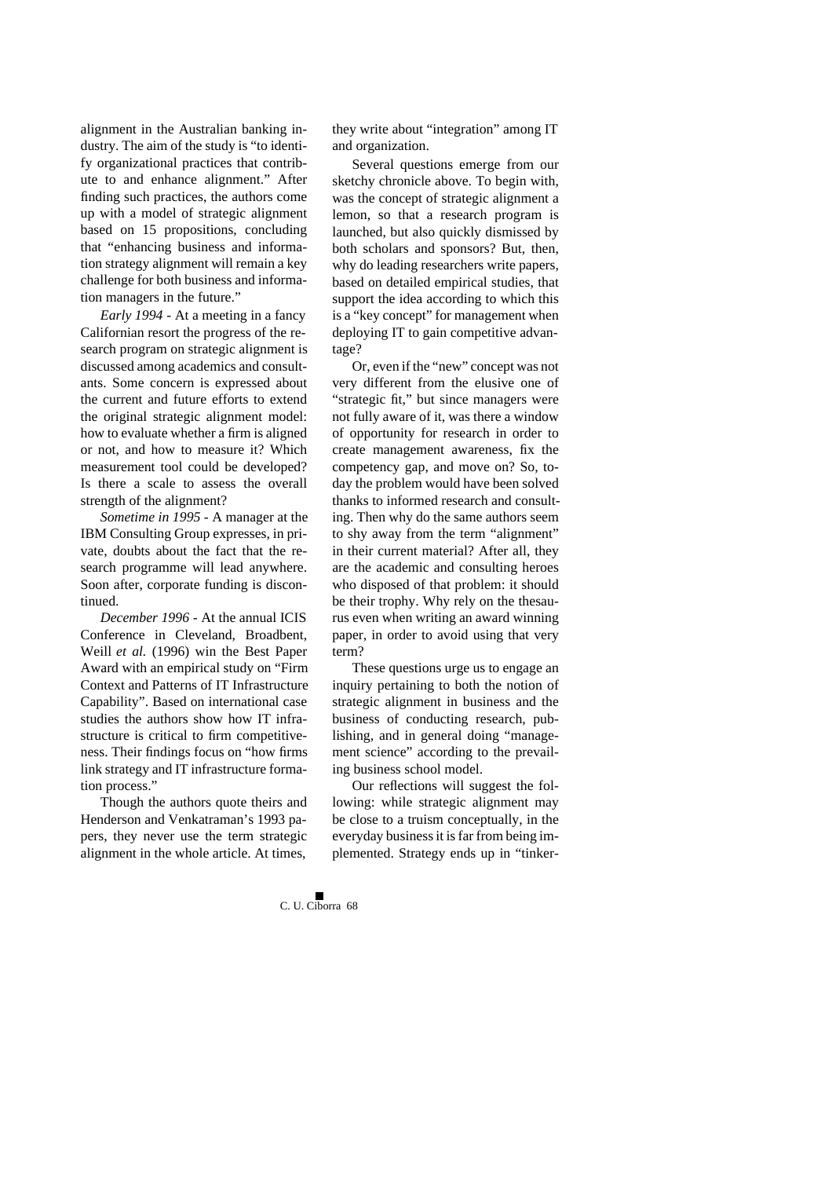alignment in the Australian banking industry. The aim of the study is "to identify organizational practices that contribute to and enhance alignment." After finding such practices, the authors come up with a model of strategic alignment based on 15 propositions, concluding that "enhancing business and information strategy alignment will remain a key challenge for both business and information managers in the future."

*Early 1994* - At a meeting in a fancy Californian resort the progress of the research program on strategic alignment is discussed among academics and consultants. Some concern is expressed about the current and future efforts to extend the original strategic alignment model: how to evaluate whether a firm is aligned or not, and how to measure it? Which measurement tool could be developed? Is there a scale to assess the overall strength of the alignment?

*Sometime in 1995* - A manager at the IBM Consulting Group expresses, in private, doubts about the fact that the research programme will lead anywhere. Soon after, corporate funding is discontinued.

*December 1996* - At the annual ICIS Conference in Cleveland, Broadbent, Weill *et al.* (1996) win the Best Paper Award with an empirical study on "Firm Context and Patterns of IT Infrastructure Capability". Based on international case studies the authors show how IT infrastructure is critical to firm competitiveness. Their findings focus on "how firms link strategy and IT infrastructure formation process."

Though the authors quote theirs and Henderson and Venkatraman's 1993 papers, they never use the term strategic alignment in the whole article. At times, they write about "integration" among IT and organization.

Several questions emerge from our sketchy chronicle above. To begin with, was the concept of strategic alignment a lemon, so that a research program is launched, but also quickly dismissed by both scholars and sponsors? But, then, why do leading researchers write papers, based on detailed empirical studies, that support the idea according to which this is a "key concept" for management when deploying IT to gain competitive advantage?

Or, even if the "new" concept was not very different from the elusive one of "strategic fit," but since managers were not fully aware of it, was there a window of opportunity for research in order to create management awareness, fix the competency gap, and move on? So, today the problem would have been solved thanks to informed research and consulting. Then why do the same authors seem to shy away from the term "alignment" in their current material? After all, they are the academic and consulting heroes who disposed of that problem: it should be their trophy. Why rely on the thesaurus even when writing an award winning paper, in order to avoid using that very term?

These questions urge us to engage an inquiry pertaining to both the notion of strategic alignment in business and the business of conducting research, publishing, and in general doing "management science" according to the prevailing business school model.

Our reflections will suggest the following: while strategic alignment may be close to a truism conceptually, in the everyday business it is far from being implemented. Strategy ends up in "tinker-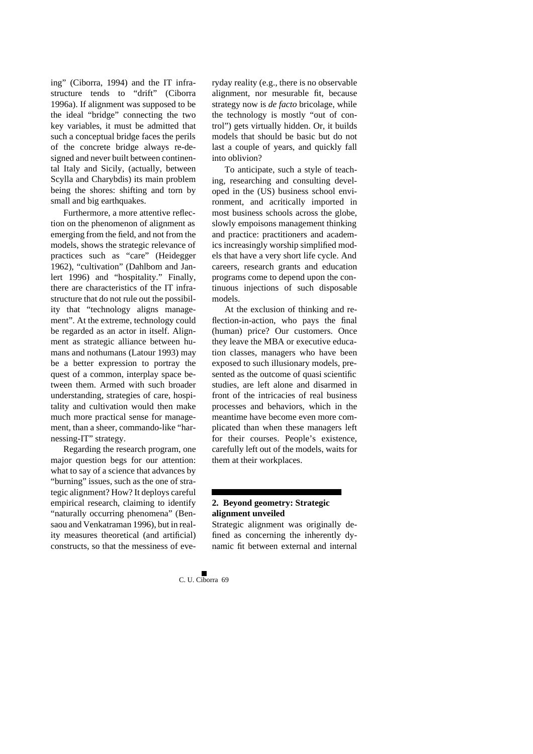ing" (Ciborra, 1994) and the IT infrastructure tends to "drift" (Ciborra 1996a). If alignment was supposed to be the ideal "bridge" connecting the two key variables, it must be admitted that such a conceptual bridge faces the perils of the concrete bridge always re-designed and never built between continental Italy and Sicily, (actually, between Scylla and Charybdis) its main problem being the shores: shifting and torn by small and big earthquakes.

Furthermore, a more attentive reflection on the phenomenon of alignment as emerging from the field, and not from the models, shows the strategic relevance of practices such as "care" (Heidegger 1962), "cultivation" (Dahlbom and Janlert 1996) and "hospitality." Finally, there are characteristics of the IT infrastructure that do not rule out the possibility that "technology aligns management". At the extreme, technology could be regarded as an actor in itself. Alignment as strategic alliance between humans and nothumans (Latour 1993) may be a better expression to portray the quest of a common, interplay space between them. Armed with such broader understanding, strategies of care, hospitality and cultivation would then make much more practical sense for management, than a sheer, commando-like "harnessing-IT" strategy.

Regarding the research program, one major question begs for our attention: what to say of a science that advances by "burning" issues, such as the one of strategic alignment? How? It deploys careful empirical research, claiming to identify "naturally occurring phenomena" (Bensaou and Venkatraman 1996), but in reality measures theoretical (and artificial) constructs, so that the messiness of everyday reality (e.g., there is no observable alignment, nor mesurable fit, because strategy now is *de facto* bricolage, while the technology is mostly "out of control") gets virtually hidden. Or, it builds models that should be basic but do not last a couple of years, and quickly fall into oblivion?

To anticipate, such a style of teaching, researching and consulting developed in the (US) business school environment, and acritically imported in most business schools across the globe, slowly empoisons management thinking and practice: practitioners and academics increasingly worship simplified models that have a very short life cycle. And careers, research grants and education programs come to depend upon the continuous injections of such disposable models.

At the exclusion of thinking and reflection-in-action, who pays the final (human) price? Our customers. Once they leave the MBA or executive education classes, managers who have been exposed to such illusionary models, presented as the outcome of quasi scientific studies, are left alone and disarmed in front of the intricacies of real business processes and behaviors, which in the meantime have become even more complicated than when these managers left for their courses. People's existence, carefully left out of the models, waits for them at their workplaces.

## 2. Beyond geometry: Strategic alignment unveiled

Strategic alignment was originally defined as concerning the inherently dynamic fit between external and internal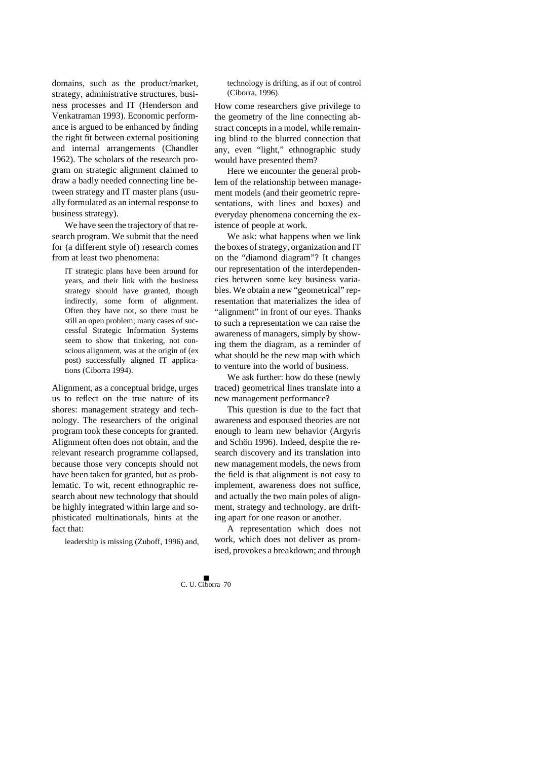domains, such as the product/market, strategy, administrative structures, business processes and IT (Henderson and Venkatraman 1993). Economic performance is argued to be enhanced by finding the right fit between external positioning and internal arrangements (Chandler 1962). The scholars of the research program on strategic alignment claimed to draw a badly needed connecting line between strategy and IT master plans (usually formulated as an internal response to business strategy).

We have seen the trajectory of that research program. We submit that the need for (a different style of) research comes from at least two phenomena:

> IT strategic plans have been around for years, and their link with the business strategy should have granted, though indirectly, some form of alignment. Often they have not, so there must be still an open problem; many cases of successful Strategic Information Systems seem to show that tinkering, not conscious alignment, was at the origin of (ex post) successfully aligned IT applications (Ciborra 1994).

Alignment, as a conceptual bridge, urges us to reflect on the true nature of its shores: management strategy and technology. The researchers of the original program took these concepts for granted. Alignment often does not obtain, and the relevant research programme collapsed, because those very concepts should not have been taken for granted, but as problematic. To wit, recent ethnographic research about new technology that should be highly integrated within large and sophisticated multinationals, hints at the fact that:

> leadership is missing (Zuboff, 1996) and, technology is drifting, as if out of control (Ciborra, 1996).

How come researchers give privilege to the geometry of the line connecting abstract concepts in a model, while remaining blind to the blurred connection that any, even "light," ethnographic study would have presented them?

Here we encounter the general problem of the relationship between management models (and their geometric representations, with lines and boxes) and everyday phenomena concerning the existence of people at work.

We ask: what happens when we link the boxes of strategy, organization and IT on the "diamond diagram"? It changes our representation of the interdependencies between some key business variables. We obtain a new "geometrical" representation that materializes the idea of "alignment" in front of our eyes. Thanks to such a representation we can raise the awareness of managers, simply by showing them the diagram, as a reminder of what should be the new map with which to venture into the world of business.

We ask further: how do these (newly traced) geometrical lines translate into a new management performance?

This question is due to the fact that awareness and espoused theories are not enough to learn new behavior (Argyris and Schön 1996). Indeed, despite the research discovery and its translation into new management models, the news from the field is that alignment is not easy to implement, awareness does not suffice, and actually the two main poles of alignment, strategy and technology, are drifting apart for one reason or another.

A representation which does not work, which does not deliver as promised, provokes a breakdown; and through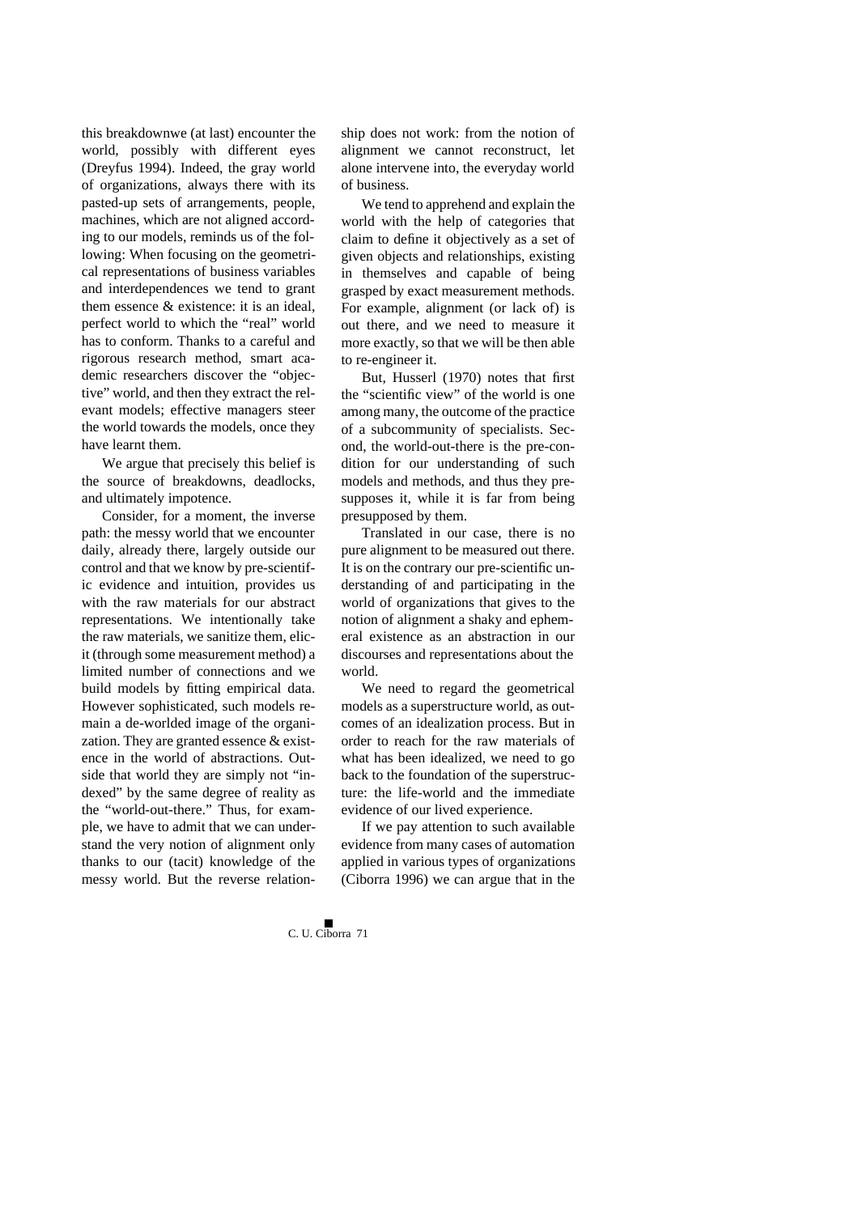this breakdownwe (at last) encounter the world, possibly with different eyes (Dreyfus 1994). Indeed, the gray world of organizations, always there with its pasted-up sets of arrangements, people, machines, which are not aligned according to our models, reminds us of the following: When focusing on the geometrical representations of business variables and interdependences we tend to grant them essence & existence: it is an ideal, perfect world to which the "real" world has to conform. Thanks to a careful and rigorous research method, smart academic researchers discover the "objective" world, and then they extract the relevant models; effective managers steer the world towards the models, once they have learnt them.

We argue that precisely this belief is the source of breakdowns, deadlocks, and ultimately impotence.

Consider, for a moment, the inverse path: the messy world that we encounter daily, already there, largely outside our control and that we know by pre-scientific evidence and intuition, provides us with the raw materials for our abstract representations. We intentionally take the raw materials, we sanitize them, elicit (through some measurement method) a limited number of connections and we build models by fitting empirical data. However sophisticated, such models remain a de-worlded image of the organization. They are granted essence & existence in the world of abstractions. Outside that world they are simply not "indexed" by the same degree of reality as the "world-out-there." Thus, for example, we have to admit that we can understand the very notion of alignment only thanks to our (tacit) knowledge of the messy world. But the reverse relationship does not work: from the notion of alignment we cannot reconstruct, let alone intervene into, the everyday world of business.

We tend to apprehend and explain the world with the help of categories that claim to define it objectively as a set of given objects and relationships, existing in themselves and capable of being grasped by exact measurement methods. For example, alignment (or lack of) is out there, and we need to measure it more exactly, so that we will be then able to re-engineer it.

But, Husserl (1970) notes that first the "scientific view" of the world is one among many, the outcome of the practice of a subcommunity of specialists. Second, the world-out-there is the pre-condition for our understanding of such models and methods, and thus they presupposes it, while it is far from being presupposed by them.

Translated in our case, there is no pure alignment to be measured out there. It is on the contrary our pre-scientific understanding of and participating in the world of organizations that gives to the notion of alignment a shaky and ephemeral existence as an abstraction in our discourses and representations about the world.

We need to regard the geometrical models as a superstructure world, as outcomes of an idealization process. But in order to reach for the raw materials of what has been idealized, we need to go back to the foundation of the superstructure: the life-world and the immediate evidence of our lived experience.

If we pay attention to such available evidence from many cases of automation applied in various types of organizations (Ciborra 1996) we can argue that in the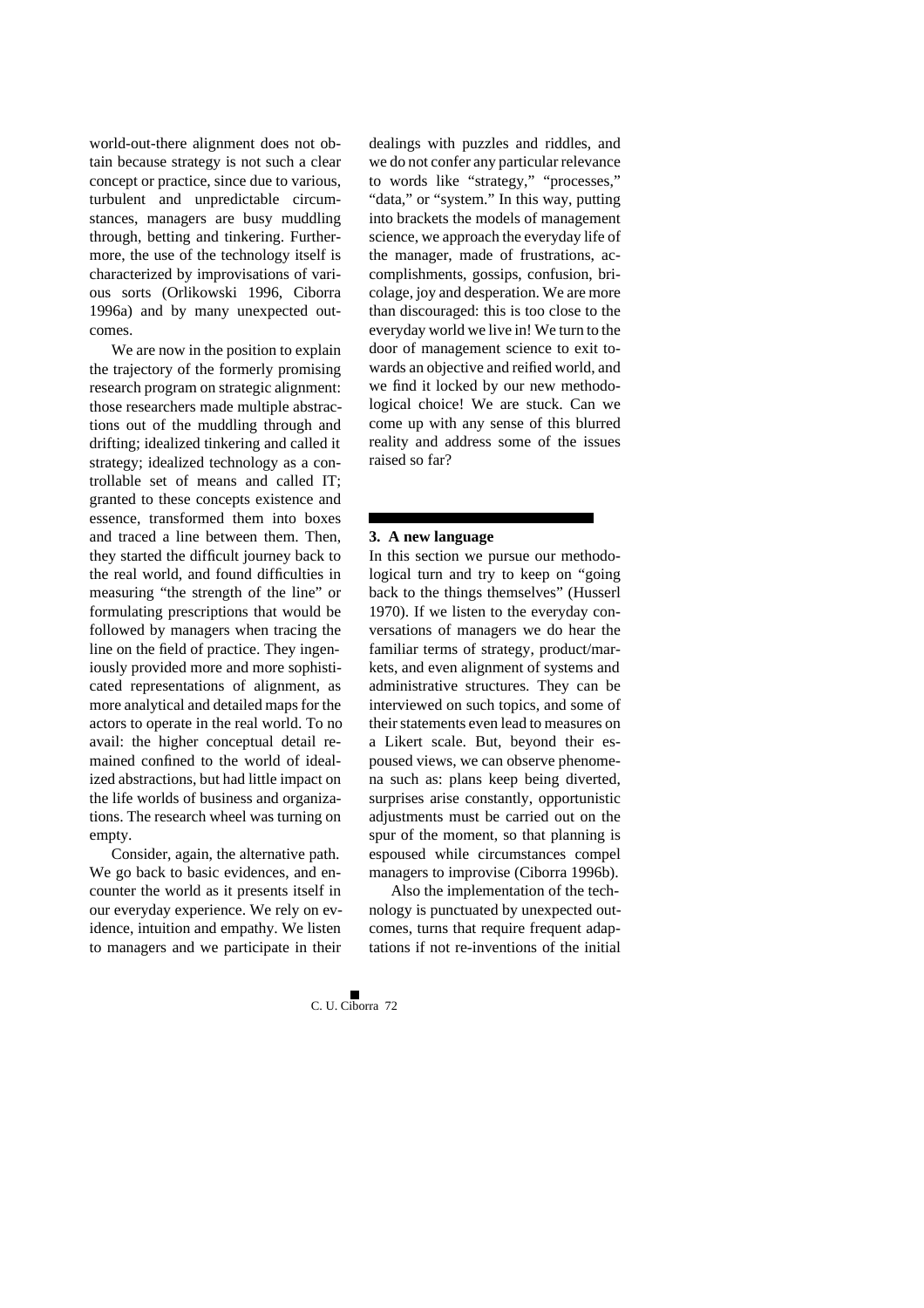world-out-there alignment does not obtain because strategy is not such a clear concept or practice, since due to various, turbulent and unpredictable circumstances, managers are busy muddling through, betting and tinkering. Furthermore, the use of the technology itself is characterized by improvisations of various sorts (Orlikowski 1996, Ciborra 1996a) and by many unexpected outcomes.

We are now in the position to explain the trajectory of the formerly promising research program on strategic alignment: those researchers made multiple abstractions out of the muddling through and drifting; idealized tinkering and called it strategy; idealized technology as a controllable set of means and called IT; granted to these concepts existence and essence, transformed them into boxes and traced a line between them. Then, they started the difficult journey back to the real world, and found difficulties in measuring "the strength of the line" or formulating prescriptions that would be followed by managers when tracing the line on the field of practice. They ingeniously provided more and more sophisticated representations of alignment, as more analytical and detailed maps for the actors to operate in the real world. To no avail: the higher conceptual detail remained confined to the world of idealized abstractions, but had little impact on the life worlds of business and organizations. The research wheel was turning on empty.

Consider, again, the alternative path. We go back to basic evidences, and encounter the world as it presents itself in our everyday experience. We rely on evidence, intuition and empathy. We listen to managers and we participate in their dealings with puzzles and riddles, and we do not confer any particular relevance to words like "strategy," "processes," "data," or "system." In this way, putting into brackets the models of management science, we approach the everyday life of the manager, made of frustrations, accomplishments, gossips, confusion, bricolage, joy and desperation. We are more than discouraged: this is too close to the everyday world we live in! We turn to the door of management science to exit towards an objective and reified world, and we find it locked by our new methodological choice! We are stuck. Can we come up with any sense of this blurred reality and address some of the issues raised so far?

## 3. A new language

In this section we pursue our methodological turn and try to keep on "going back to the things themselves" (Husserl 1970). If we listen to the everyday conversations of managers we do hear the familiar terms of strategy, product/markets, and even alignment of systems and administrative structures. They can be interviewed on such topics, and some of their statements even lead to measures on a Likert scale. But, beyond their espoused views, we can observe phenomena such as: plans keep being diverted, surprises arise constantly, opportunistic adjustments must be carried out on the spur of the moment, so that planning is espoused while circumstances compel managers to improvise (Ciborra 1996b).

Also the implementation of the technology is punctuated by unexpected outcomes, turns that require frequent adaptations if not re-inventions of the initial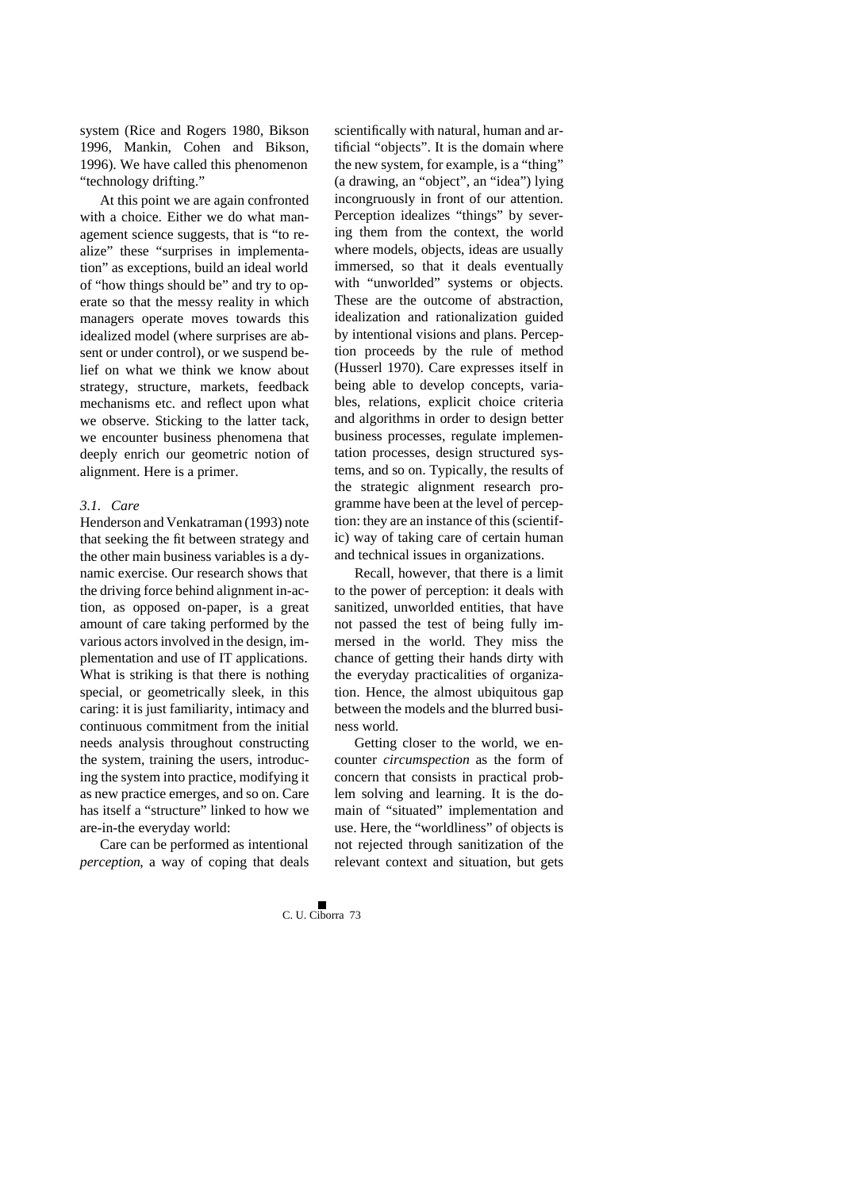system (Rice and Rogers 1980, Bikson 1996, Mankin, Cohen and Bikson, 1996). We have called this phenomenon "technology drifting."

At this point we are again confronted with a choice. Either we do what management science suggests, that is "to realize" these "surprises in implementation" as exceptions, build an ideal world of "how things should be" and try to operate so that the messy reality in which managers operate moves towards this idealized model (where surprises are absent or under control), or we suspend belief on what we think we know about strategy, structure, markets, feedback mechanisms etc. and reflect upon what we observe. Sticking to the latter tack, we encounter business phenomena that deeply enrich our geometric notion of alignment. Here is a primer.

### *3.1. Care*

Henderson and Venkatraman (1993) note that seeking the fit between strategy and the other main business variables is a dynamic exercise. Our research shows that the driving force behind alignment in-action, as opposed on-paper, is a great amount of care taking performed by the various actors involved in the design, implementation and use of IT applications. What is striking is that there is nothing special, or geometrically sleek, in this caring: it is just familiarity, intimacy and continuous commitment from the initial needs analysis throughout constructing the system, training the users, introducing the system into practice, modifying it as new practice emerges, and so on. Care has itself a "structure" linked to how we are-in-the everyday world:

Care can be performed as intentional *perception*, a way of coping that deals scientifically with natural, human and artificial "objects". It is the domain where the new system, for example, is a "thing" (a drawing, an "object", an "idea") lying incongruously in front of our attention. Perception idealizes "things" by severing them from the context, the world where models, objects, ideas are usually immersed, so that it deals eventually with "unworlded" systems or objects. These are the outcome of abstraction, idealization and rationalization guided by intentional visions and plans. Perception proceeds by the rule of method (Husserl 1970). Care expresses itself in being able to develop concepts, variables, relations, explicit choice criteria and algorithms in order to design better business processes, regulate implementation processes, design structured systems, and so on. Typically, the results of the strategic alignment research programme have been at the level of perception: they are an instance of this (scientific) way of taking care of certain human and technical issues in organizations.

Recall, however, that there is a limit to the power of perception: it deals with sanitized, unworlded entities, that have not passed the test of being fully immersed in the world. They miss the chance of getting their hands dirty with the everyday practicalities of organization. Hence, the almost ubiquitous gap between the models and the blurred business world.

Getting closer to the world, we encounter *circumspection* as the form of concern that consists in practical problem solving and learning. It is the domain of "situated" implementation and use. Here, the "worldliness" of objects is not rejected through sanitization of the relevant context and situation, but gets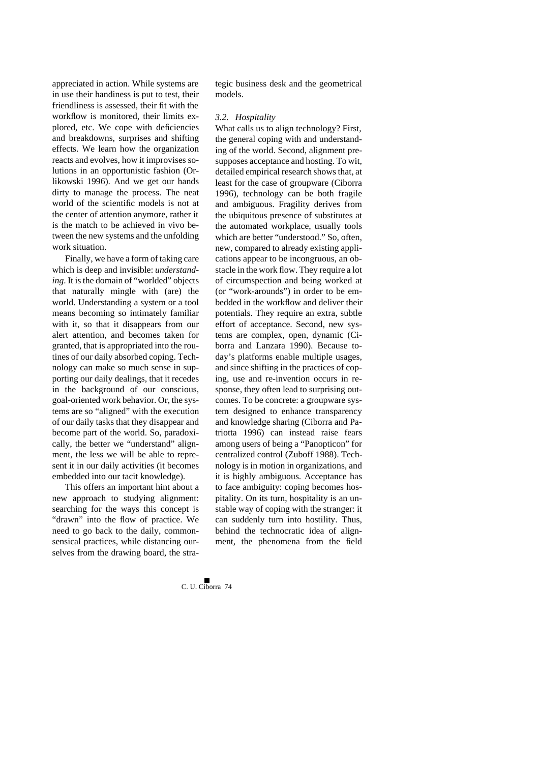appreciated in action. While systems are in use their handiness is put to test, their friendliness is assessed, their fit with the workflow is monitored, their limits explored, etc. We cope with deficiencies and breakdowns, surprises and shifting effects. We learn how the organization reacts and evolves, how it improvises solutions in an opportunistic fashion (Orlikowski 1996). And we get our hands dirty to manage the process. The neat world of the scientific models is not at the center of attention anymore, rather it is the match to be achieved in vivo between the new systems and the unfolding work situation.

Finally, we have a form of taking care which is deep and invisible: *understanding*. It is the domain of "worlded" objects that naturally mingle with (are) the world. Understanding a system or a tool means becoming so intimately familiar with it, so that it disappears from our alert attention, and becomes taken for granted, that is appropriated into the routines of our daily absorbed coping. Technology can make so much sense in supporting our daily dealings, that it recedes in the background of our conscious, goal-oriented work behavior. Or, the systems are so "aligned" with the execution of our daily tasks that they disappear and become part of the world. So, paradoxically, the better we "understand" alignment, the less we will be able to represent it in our daily activities (it becomes embedded into our tacit knowledge).

This offers an important hint about a new approach to studying alignment: searching for the ways this concept is "drawn" into the flow of practice. We need to go back to the daily, commonsensical practices, while distancing ourselves from the drawing board, the strategic business desk and the geometrical models.

### *3.2. Hospitality*

What calls us to align technology? First, the general coping with and understanding of the world. Second, alignment presupposes acceptance and hosting. To wit, detailed empirical research shows that, at least for the case of groupware (Ciborra 1996), technology can be both fragile and ambiguous. Fragility derives from the ubiquitous presence of substitutes at the automated workplace, usually tools which are better "understood." So, often, new, compared to already existing applications appear to be incongruous, an obstacle in the work flow. They require a lot of circumspection and being worked at (or "work-arounds") in order to be embedded in the workflow and deliver their potentials. They require an extra, subtle effort of acceptance. Second, new systems are complex, open, dynamic (Ciborra and Lanzara 1990). Because today's platforms enable multiple usages, and since shifting in the practices of coping, use and re-invention occurs in response, they often lead to surprising outcomes. To be concrete: a groupware system designed to enhance transparency and knowledge sharing (Ciborra and Patriotta 1996) can instead raise fears among users of being a "Panopticon" for centralized control (Zuboff 1988). Technology is in motion in organizations, and it is highly ambiguous. Acceptance has to face ambiguity: coping becomes hospitality. On its turn, hospitality is an unstable way of coping with the stranger: it can suddenly turn into hostility. Thus, behind the technocratic idea of alignment, the phenomena from the field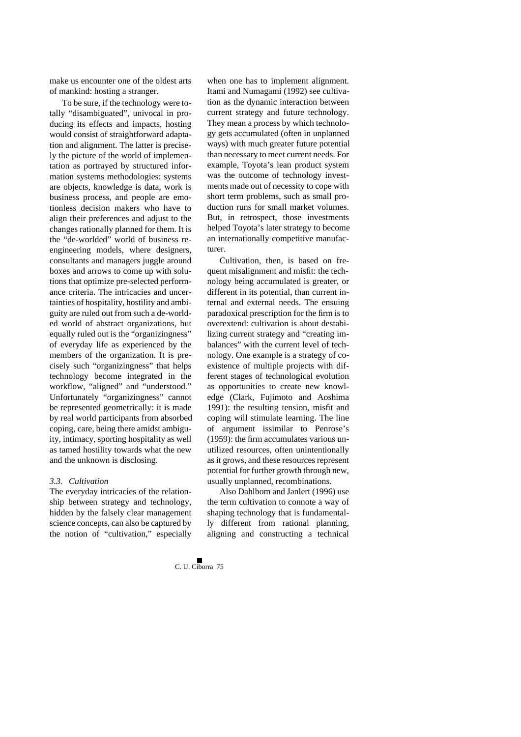make us encounter one of the oldest arts of mankind: hosting a stranger.

To be sure, if the technology were totally "disambiguated", univocal in producing its effects and impacts, hosting would consist of straightforward adaptation and alignment. The latter is precisely the picture of the world of implementation as portrayed by structured information systems methodologies: systems are objects, knowledge is data, work is business process, and people are emotionless decision makers who have to align their preferences and adjust to the changes rationally planned for them. It is the "de-worlded" world of business reengineering models, where designers, consultants and managers juggle around boxes and arrows to come up with solutions that optimize pre-selected performance criteria. The intricacies and uncertainties of hospitality, hostility and ambiguity are ruled out from such a de-worlded world of abstract organizations, but equally ruled out is the "organizingness" of everyday life as experienced by the members of the organization. It is precisely such "organizingness" that helps technology become integrated in the workflow, "aligned" and "understood." Unfortunately "organizingness" cannot be represented geometrically: it is made by real world participants from absorbed coping, care, being there amidst ambiguity, intimacy, sporting hospitality as well as tamed hostility towards what the new and the unknown is disclosing.

### *3.3. Cultivation*

The everyday intricacies of the relationship between strategy and technology, hidden by the falsely clear management science concepts, can also be captured by the notion of "cultivation," especially when one has to implement alignment. Itami and Numagami (1992) see cultivation as the dynamic interaction between current strategy and future technology. They mean a process by which technology gets accumulated (often in unplanned ways) with much greater future potential than necessary to meet current needs. For example, Toyota's lean product system was the outcome of technology investments made out of necessity to cope with short term problems, such as small production runs for small market volumes. But, in retrospect, those investments helped Toyota's later strategy to become an internationally competitive manufacturer.

Cultivation, then, is based on frequent misalignment and misfit: the technology being accumulated is greater, or different in its potential, than current internal and external needs. The ensuing paradoxical prescription for the firm is to overextend: cultivation is about destabilizing current strategy and "creating imbalances" with the current level of technology. One example is a strategy of coexistence of multiple projects with different stages of technological evolution as opportunities to create new knowledge (Clark, Fujimoto and Aoshima 1991): the resulting tension, misfit and coping will stimulate learning. The line of argument issimilar to Penrose's (1959): the firm accumulates various unutilized resources, often unintentionally as it grows, and these resources represent potential for further growth through new, usually unplanned, recombinations.

Also Dahlbom and Janlert (1996) use the term cultivation to connote a way of shaping technology that is fundamentally different from rational planning, aligning and constructing a technical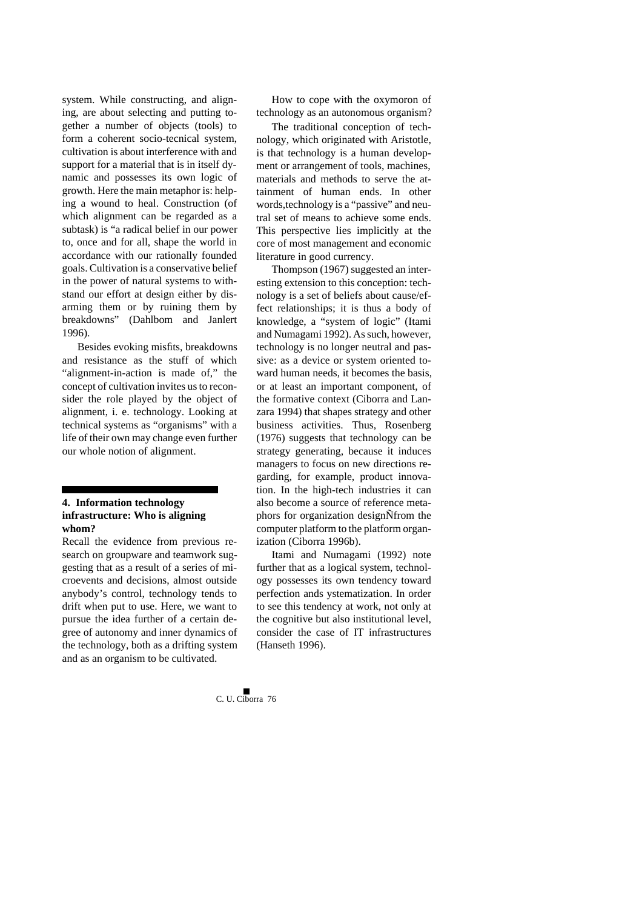system. While constructing, and aligning, are about selecting and putting together a number of objects (tools) to form a coherent socio-tecnical system, cultivation is about interference with and support for a material that is in itself dynamic and possesses its own logic of growth. Here the main metaphor is: helping a wound to heal. Construction (of which alignment can be regarded as a subtask) is "a radical belief in our power to, once and for all, shape the world in accordance with our rationally founded goals. Cultivation is a conservative belief in the power of natural systems to withstand our effort at design either by disarming them or by ruining them by breakdowns" (Dahlbom and Janlert 1996).

Besides evoking misfits, breakdowns and resistance as the stuff of which "alignment-in-action is made of," the concept of cultivation invites us to reconsider the role played by the object of alignment, i. e. technology. Looking at technical systems as "organisms" with a life of their own may change even further our whole notion of alignment.

## 4. Information technology infrastructure: Who is aligning whom?

Recall the evidence from previous research on groupware and teamwork suggesting that as a result of a series of microevents and decisions, almost outside anybody's control, technology tends to drift when put to use. Here, we want to pursue the idea further of a certain degree of autonomy and inner dynamics of the technology, both as a drifting system and as an organism to be cultivated.

How to cope with the oxymoron of technology as an autonomous organism?

The traditional conception of technology, which originated with Aristotle, is that technology is a human development or arrangement of tools, machines, materials and methods to serve the attainment of human ends. In other words,technology is a "passive" and neutral set of means to achieve some ends. This perspective lies implicitly at the core of most management and economic literature in good currency.

Thompson (1967) suggested an interesting extension to this conception: technology is a set of beliefs about cause/effect relationships; it is thus a body of knowledge, a "system of logic" (Itami and Numagami 1992). As such, however, technology is no longer neutral and passive: as a device or system oriented toward human needs, it becomes the basis, or at least an important component, of the formative context (Ciborra and Lanzara 1994) that shapes strategy and other business activities. Thus, Rosenberg (1976) suggests that technology can be strategy generating, because it induces managers to focus on new directions regarding, for example, product innovation. In the high-tech industries it can also become a source of reference metaphors for organization designÑfrom the computer platform to the platform organization (Ciborra 1996b).

Itami and Numagami (1992) note further that as a logical system, technology possesses its own tendency toward perfection ands ystematization. In order to see this tendency at work, not only at the cognitive but also institutional level, consider the case of IT infrastructures (Hanseth 1996).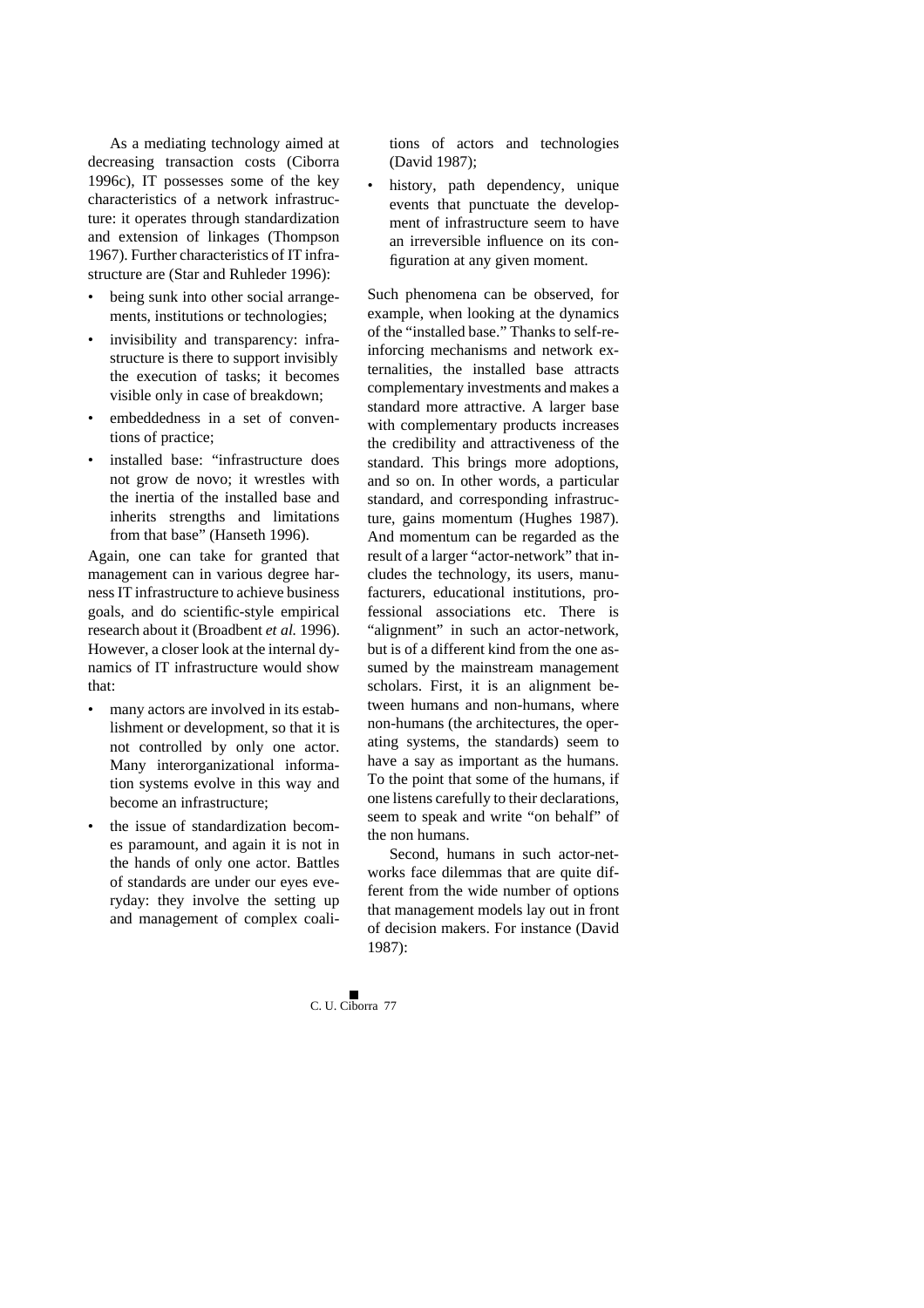As a mediating technology aimed at decreasing transaction costs (Ciborra 1996c), IT possesses some of the key characteristics of a network infrastructure: it operates through standardization and extension of linkages (Thompson 1967). Further characteristics of IT infrastructure are (Star and Ruhleder 1996):

- being sunk into other social arrangements, institutions or technologies;
- invisibility and transparency: infrastructure is there to support invisibly the execution of tasks; it becomes visible only in case of breakdown;
- embeddedness in a set of conventions of practice;
- installed base: "infrastructure does not grow de novo; it wrestles with the inertia of the installed base and inherits strengths and limitations from that base" (Hanseth 1996).

Again, one can take for granted that management can in various degree harness IT infrastructure to achieve business goals, and do scientific-style empirical research about it (Broadbent *et al.* 1996). However, a closer look at the internal dynamics of IT infrastructure would show that:

- many actors are involved in its establishment or development, so that it is not controlled by only one actor. Many interorganizational information systems evolve in this way and become an infrastructure;
- the issue of standardization becomes paramount, and again it is not in the hands of only one actor. Battles of standards are under our eyes everyday: they involve the setting up and management of complex coalitions of actors and technologies (David 1987);
- history, path dependency, unique events that punctuate the development of infrastructure seem to have an irreversible influence on its configuration at any given moment.

Such phenomena can be observed, for example, when looking at the dynamics of the "installed base." Thanks to self-reinforcing mechanisms and network externalities, the installed base attracts complementary investments and makes a standard more attractive. A larger base with complementary products increases the credibility and attractiveness of the standard. This brings more adoptions, and so on. In other words, a particular standard, and corresponding infrastructure, gains momentum (Hughes 1987). And momentum can be regarded as the result of a larger "actor-network" that includes the technology, its users, manufacturers, educational institutions, professional associations etc. There is "alignment" in such an actor-network, but is of a different kind from the one assumed by the mainstream management scholars. First, it is an alignment between humans and non-humans, where non-humans (the architectures, the operating systems, the standards) seem to have a say as important as the humans. To the point that some of the humans, if one listens carefully to their declarations, seem to speak and write "on behalf" of the non humans.

Second, humans in such actor-networks face dilemmas that are quite different from the wide number of options that management models lay out in front of decision makers. For instance (David 1987):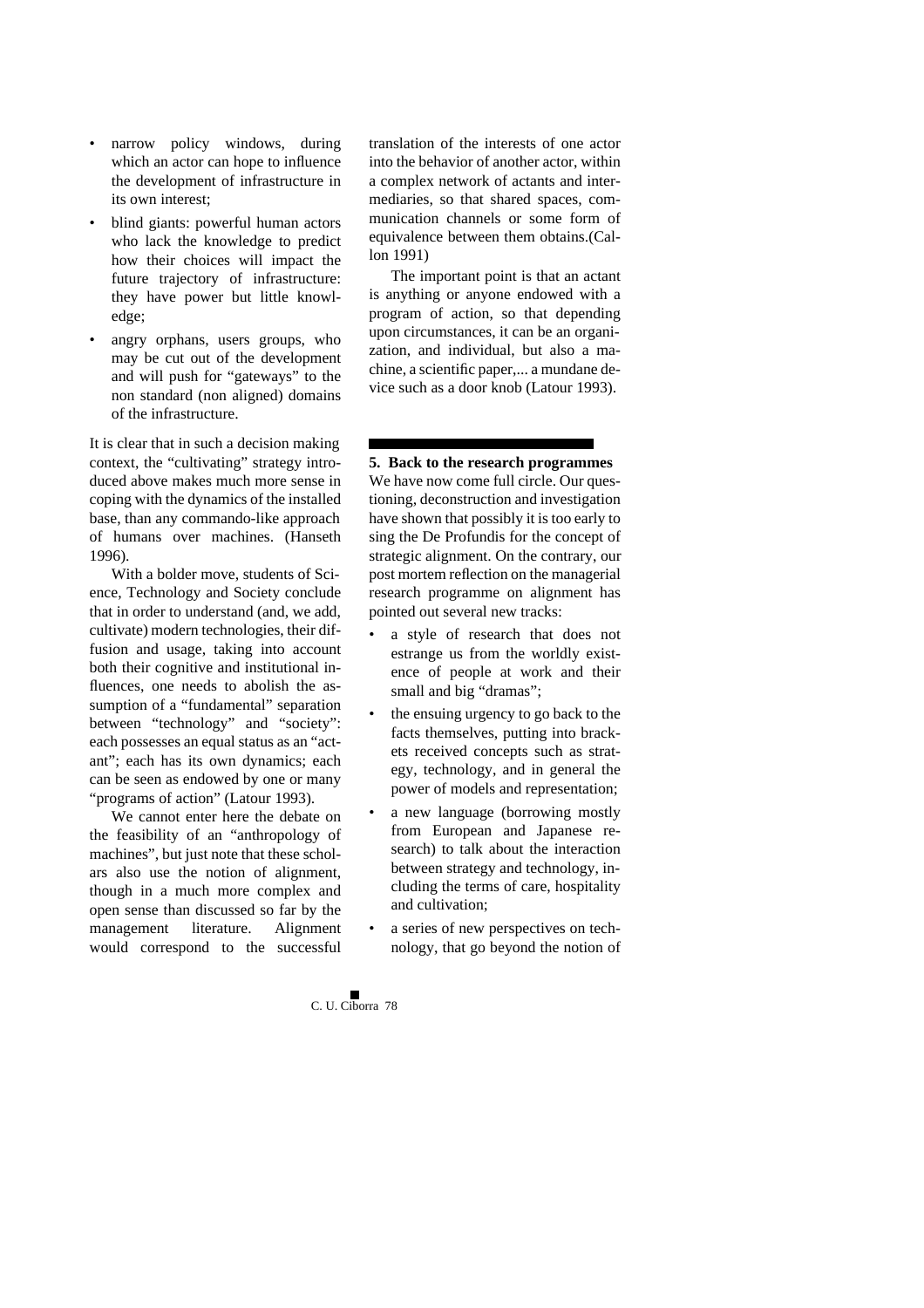- narrow policy windows, during which an actor can hope to influence the development of infrastructure in its own interest;
- blind giants: powerful human actors who lack the knowledge to predict how their choices will impact the future trajectory of infrastructure: they have power but little knowledge;
- angry orphans, users groups, who may be cut out of the development and will push for "gateways" to the non standard (non aligned) domains of the infrastructure.

It is clear that in such a decision making context, the "cultivating" strategy introduced above makes much more sense in coping with the dynamics of the installed base, than any commando-like approach of humans over machines. (Hanseth 1996).

With a bolder move, students of Science, Technology and Society conclude that in order to understand (and, we add, cultivate) modern technologies, their diffusion and usage, taking into account both their cognitive and institutional influences, one needs to abolish the assumption of a "fundamental" separation between "technology" and "society": each possesses an equal status as an "actant"; each has its own dynamics; each can be seen as endowed by one or many "programs of action" (Latour 1993).

We cannot enter here the debate on the feasibility of an "anthropology of machines", but just note that these scholars also use the notion of alignment, though in a much more complex and open sense than discussed so far by the management literature. Alignment would correspond to the successful translation of the interests of one actor into the behavior of another actor, within a complex network of actants and intermediaries, so that shared spaces, communication channels or some form of equivalence between them obtains.(Callon 1991)

The important point is that an actant is anything or anyone endowed with a program of action, so that depending upon circumstances, it can be an organization, and individual, but also a machine, a scientific paper,... a mundane device such as a door knob (Latour 1993).

## 5. Back to the research programmes

We have now come full circle. Our questioning, deconstruction and investigation have shown that possibly it is too early to sing the De Profundis for the concept of strategic alignment. On the contrary, our post mortem reflection on the managerial research programme on alignment has pointed out several new tracks:

- a style of research that does not estrange us from the worldly existence of people at work and their small and big "dramas";
- the ensuing urgency to go back to the facts themselves, putting into brackets received concepts such as strategy, technology, and in general the power of models and representation;
- a new language (borrowing mostly from European and Japanese research) to talk about the interaction between strategy and technology, including the terms of care, hospitality and cultivation;
- a series of new perspectives on technology, that go beyond the notion of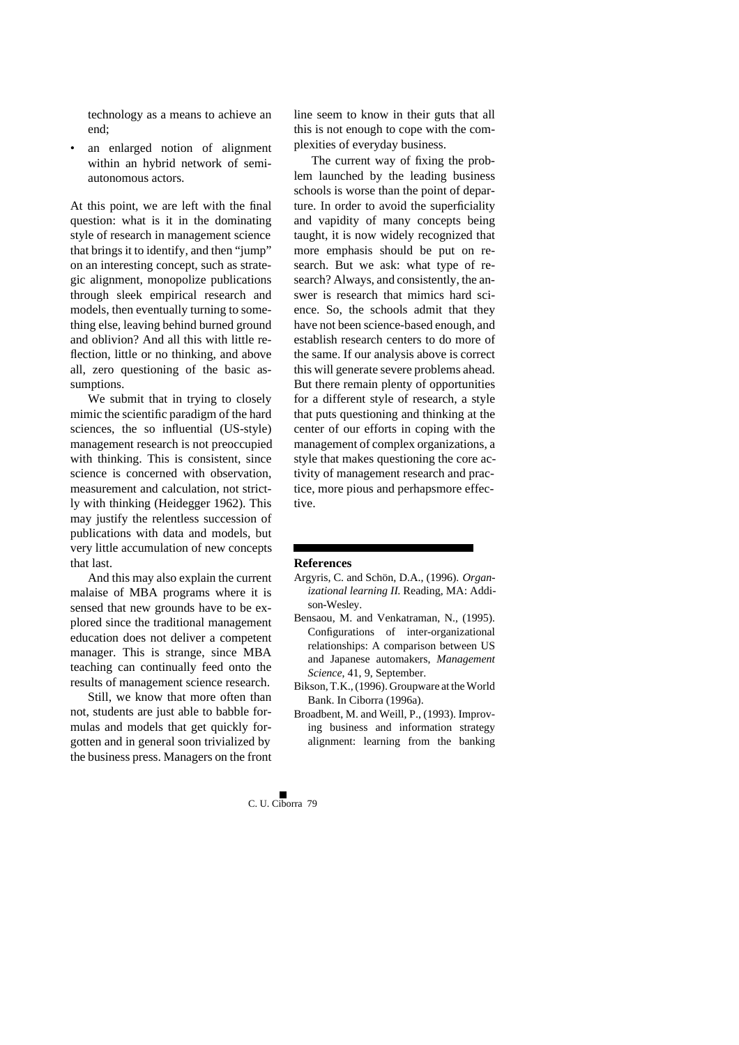technology as a means to achieve an end;

- an enlarged notion of alignment within an hybrid network of semi-autonomous actors.

At this point, we are left with the final question: what is it in the dominating style of research in management science that brings it to identify, and then "jump" on an interesting concept, such as strategic alignment, monopolize publications through sleek empirical research and models, then eventually turning to something else, leaving behind burned ground and oblivion? And all this with little reflection, little or no thinking, and above all, zero questioning of the basic assumptions.

We submit that in trying to closely mimic the scientific paradigm of the hard sciences, the so influential (US-style) management research is not preoccupied with thinking. This is consistent, since science is concerned with observation, measurement and calculation, not strictly with thinking (Heidegger 1962). This may justify the relentless succession of publications with data and models, but very little accumulation of new concepts that last.

And this may also explain the current malaise of MBA programs where it is sensed that new grounds have to be explored since the traditional management education does not deliver a competent manager. This is strange, since MBA teaching can continually feed onto the results of management science research.

Still, we know that more often than not, students are just able to babble formulas and models that get quickly forgotten and in general soon trivialized by the business press. Managers on the front line seem to know in their guts that all this is not enough to cope with the complexities of everyday business.

The current way of fixing the problem launched by the leading business schools is worse than the point of departure. In order to avoid the superficiality and vapidity of many concepts being taught, it is now widely recognized that more emphasis should be put on research. But we ask: what type of research? Always, and consistently, the answer is research that mimics hard science. So, the schools admit that they have not been science-based enough, and establish research centers to do more of the same. If our analysis above is correct this will generate severe problems ahead. But there remain plenty of opportunities for a different style of research, a style that puts questioning and thinking at the center of our efforts in coping with the management of complex organizations, a style that makes questioning the core activity of management research and practice, more pious and perhapsmore effective.

## References

Argyris, C. and Schön, D.A., (1996). *Organizational learning II.* Reading, MA: Addison-Wesley.

Bensaou, M. and Venkatraman, N., (1995). Configurations of inter-organizational relationships: A comparison between US and Japanese automakers, *Management Science,* 41, 9, September.

Bikson, T.K., (1996). Groupware at the World Bank. In Ciborra (1996a).

Broadbent, M. and Weill, P., (1993). Improving business and information strategy alignment: learning from the banking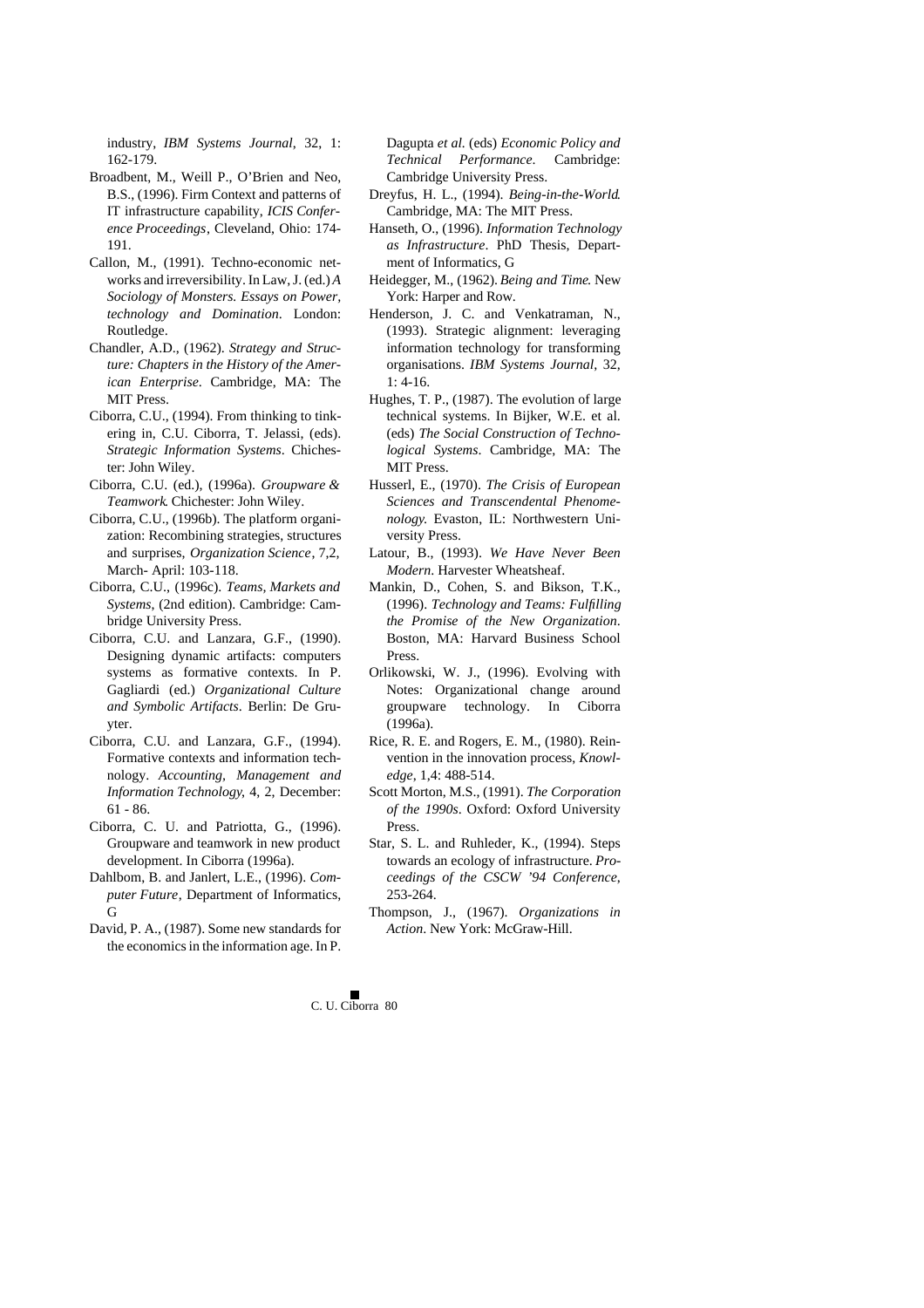industry, *IBM Systems Journal*, 32, 1: 162-179.

Broadbent, M., Weill P., O'Brien and Neo, B.S., (1996). Firm Context and patterns of IT infrastructure capability, *ICIS Conference Proceedings*, Cleveland, Ohio: 174-191.

Callon, M., (1991). Techno-economic networks and irreversibility. In Law, J. (ed.) *A Sociology of Monsters. Essays on Power, technology and Domination*. London: Routledge.

Chandler, A.D., (1962). *Strategy and Structure: Chapters in the History of the American Enterprise*. Cambridge, MA: The MIT Press.

Ciborra, C.U., (1994). From thinking to tinkering in, C.U. Ciborra, T. Jelassi, (eds). *Strategic Information Systems*. Chichester: John Wiley.

Ciborra, C.U. (ed.), (1996a). *Groupware & Teamwork*. Chichester: John Wiley.

Ciborra, C.U., (1996b). The platform organization: Recombining strategies, structures and surprises, *Organization Science*, 7,2, March- April: 103-118.

Ciborra, C.U., (1996c). *Teams, Markets and Systems*, (2nd edition). Cambridge: Cambridge University Press.

Ciborra, C.U. and Lanzara, G.F., (1990). Designing dynamic artifacts: computers systems as formative contexts. In P. Gagliardi (ed.) *Organizational Culture and Symbolic Artifacts*. Berlin: De Gruyter.

Ciborra, C.U. and Lanzara, G.F., (1994). Formative contexts and information technology. *Accounting, Management and Information Technology*, 4, 2, December: 61 - 86.

Ciborra, C. U. and Patriotta, G., (1996). Groupware and teamwork in new product development. In Ciborra (1996a).

Dahlbom, B. and Janlert, L.E., (1996). *Computer Future*, Department of Informatics, G

David, P. A., (1987). Some new standards for the economics in the information age. In P. Dagupta *et al.* (eds) *Economic Policy and Technical Performance*. Cambridge: Cambridge University Press.

Dreyfus, H. L., (1994). *Being-in-the-World*. Cambridge, MA: The MIT Press.

Hanseth, O., (1996). *Information Technology as Infrastructure*. PhD Thesis, Department of Informatics, G

Heidegger, M., (1962). *Being and Time*. New York: Harper and Row.

Henderson, J. C. and Venkatraman, N., (1993). Strategic alignment: leveraging information technology for transforming organisations. *IBM Systems Journal*, 32, 1: 4-16.

Hughes, T. P., (1987). The evolution of large technical systems. In Bijker, W.E. et al. (eds) *The Social Construction of Technological Systems*. Cambridge, MA: The MIT Press.

Husserl, E., (1970). *The Crisis of European Sciences and Transcendental Phenomenology*. Evaston, IL: Northwestern University Press.

Latour, B., (1993). *We Have Never Been Modern*. Harvester Wheatsheaf.

Mankin, D., Cohen, S. and Bikson, T.K., (1996). *Technology and Teams: Fulfilling the Promise of the New Organization*. Boston, MA: Harvard Business School Press.

Orlikowski, W. J., (1996). Evolving with Notes: Organizational change around groupware technology. In Ciborra (1996a).

Rice, R. E. and Rogers, E. M., (1980). Reinvention in the innovation process, *Knowledge*, 1,4: 488-514.

Scott Morton, M.S., (1991). *The Corporation of the 1990s*. Oxford: Oxford University Press.

Star, S. L. and Ruhleder, K., (1994). Steps towards an ecology of infrastructure. *Proceedings of the CSCW '94 Conference*, 253-264.

Thompson, J., (1967). *Organizations in Action*. New York: McGraw-Hill.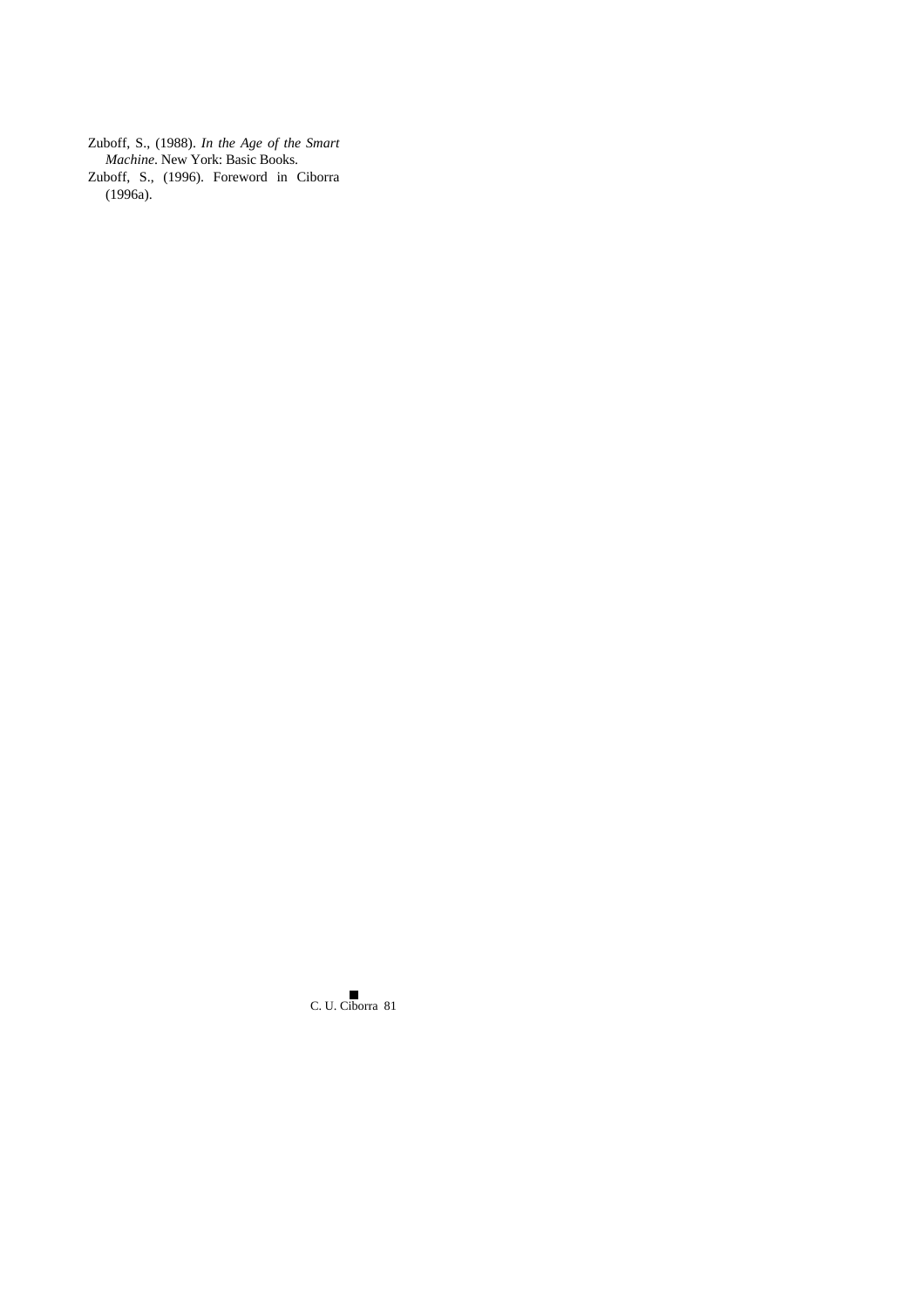Zuboff, S., (1988). *In the Age of the Smart Machine*. New York: Basic Books.

Zuboff, S., (1996). Foreword in Ciborra (1996a).